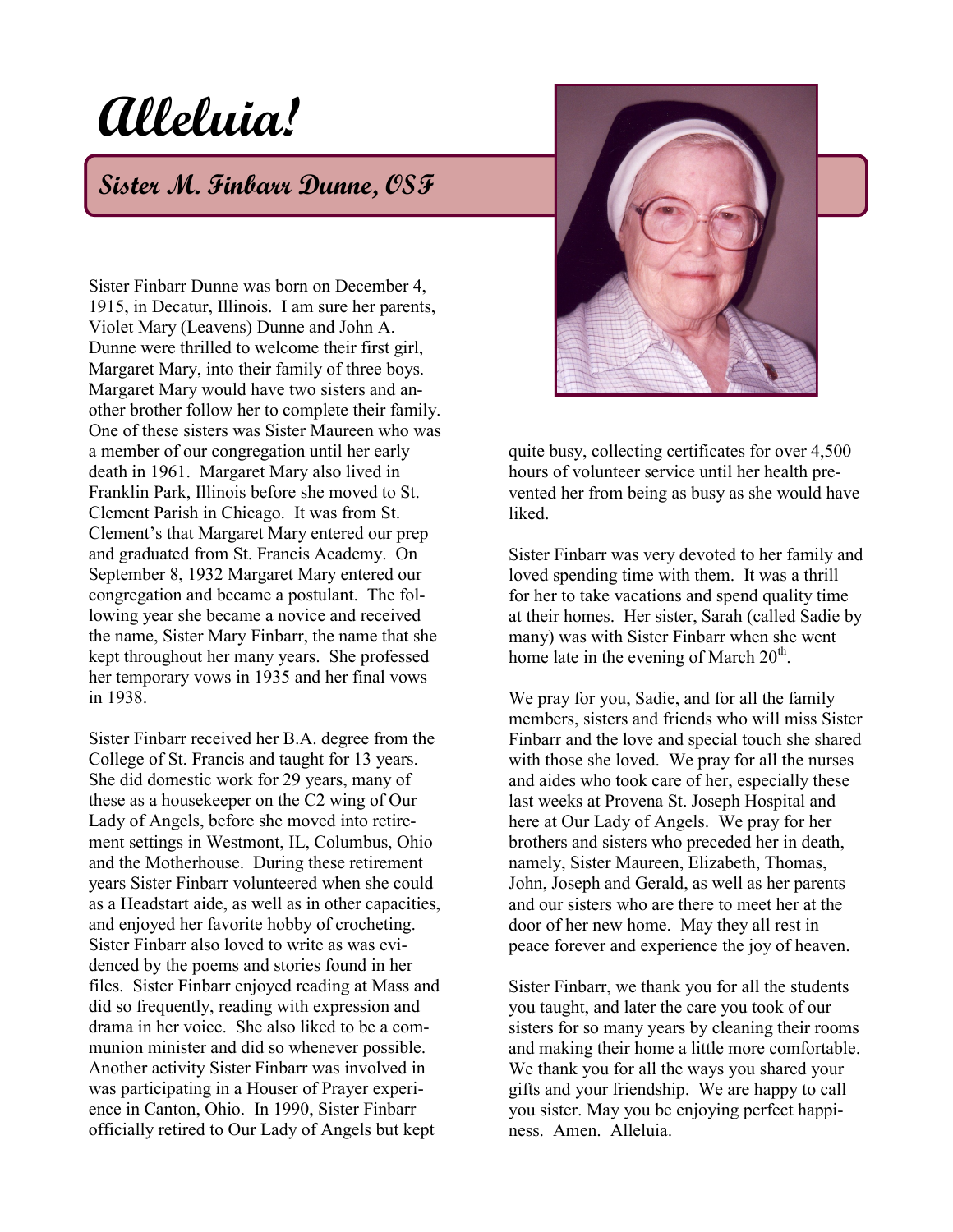# Alleluia!

## Sister M. Finbarr Dunne, OSF

Sister Finbarr Dunne was born on December 4, 1915, in Decatur, Illinois. I am sure her parents, Violet Mary (Leavens) Dunne and John A. Dunne were thrilled to welcome their first girl, Margaret Mary, into their family of three boys. Margaret Mary would have two sisters and another brother follow her to complete their family. One of these sisters was Sister Maureen who was a member of our congregation until her early death in 1961. Margaret Mary also lived in Franklin Park, Illinois before she moved to St. Clement Parish in Chicago. It was from St. Clement's that Margaret Mary entered our prep and graduated from St. Francis Academy. On September 8, 1932 Margaret Mary entered our congregation and became a postulant. The following year she became a novice and received the name, Sister Mary Finbarr, the name that she kept throughout her many years. She professed her temporary vows in 1935 and her final vows in 1938.

Sister Finbarr received her B.A. degree from the College of St. Francis and taught for 13 years. She did domestic work for 29 years, many of these as a housekeeper on the C2 wing of Our Lady of Angels, before she moved into retirement settings in Westmont, IL, Columbus, Ohio and the Motherhouse. During these retirement years Sister Finbarr volunteered when she could as a Headstart aide, as well as in other capacities, and enjoyed her favorite hobby of crocheting. Sister Finbarr also loved to write as was evidenced by the poems and stories found in her files. Sister Finbarr enjoyed reading at Mass and did so frequently, reading with expression and drama in her voice. She also liked to be a communion minister and did so whenever possible. Another activity Sister Finbarr was involved in was participating in a Houser of Prayer experience in Canton, Ohio. In 1990, Sister Finbarr officially retired to Our Lady of Angels but kept quite busy, collecting certificates for over 4,500 hours of volunteer service until her health prevented her from being as busy as she would have liked.

Sister Finbarr was very devoted to her family and loved spending time with them. It was a thrill for her to take vacations and spend quality time at their homes. Her sister, Sarah (called Sadie by many) was with Sister Finbarr when she went home late in the evening of March 20th.

We pray for you, Sadie, and for all the family members, sisters and friends who will miss Sister Finbarr and the love and special touch she shared with those she loved. We pray for all the nurses and aides who took care of her, especially these last weeks at Provena St. Joseph Hospital and here at Our Lady of Angels. We pray for her brothers and sisters who preceded her in death, namely, Sister Maureen, Elizabeth, Thomas, John, Joseph and Gerald, as well as her parents and our sisters who are there to meet her at the door of her new home. May they all rest in peace forever and experience the joy of heaven.

Sister Finbarr, we thank you for all the students you taught, and later the care you took of our sisters for so many years by cleaning their rooms and making their home a little more comfortable. We thank you for all the ways you shared your gifts and your friendship. We are happy to call you sister. May you be enjoying perfect happiness. Amen. Alleluia.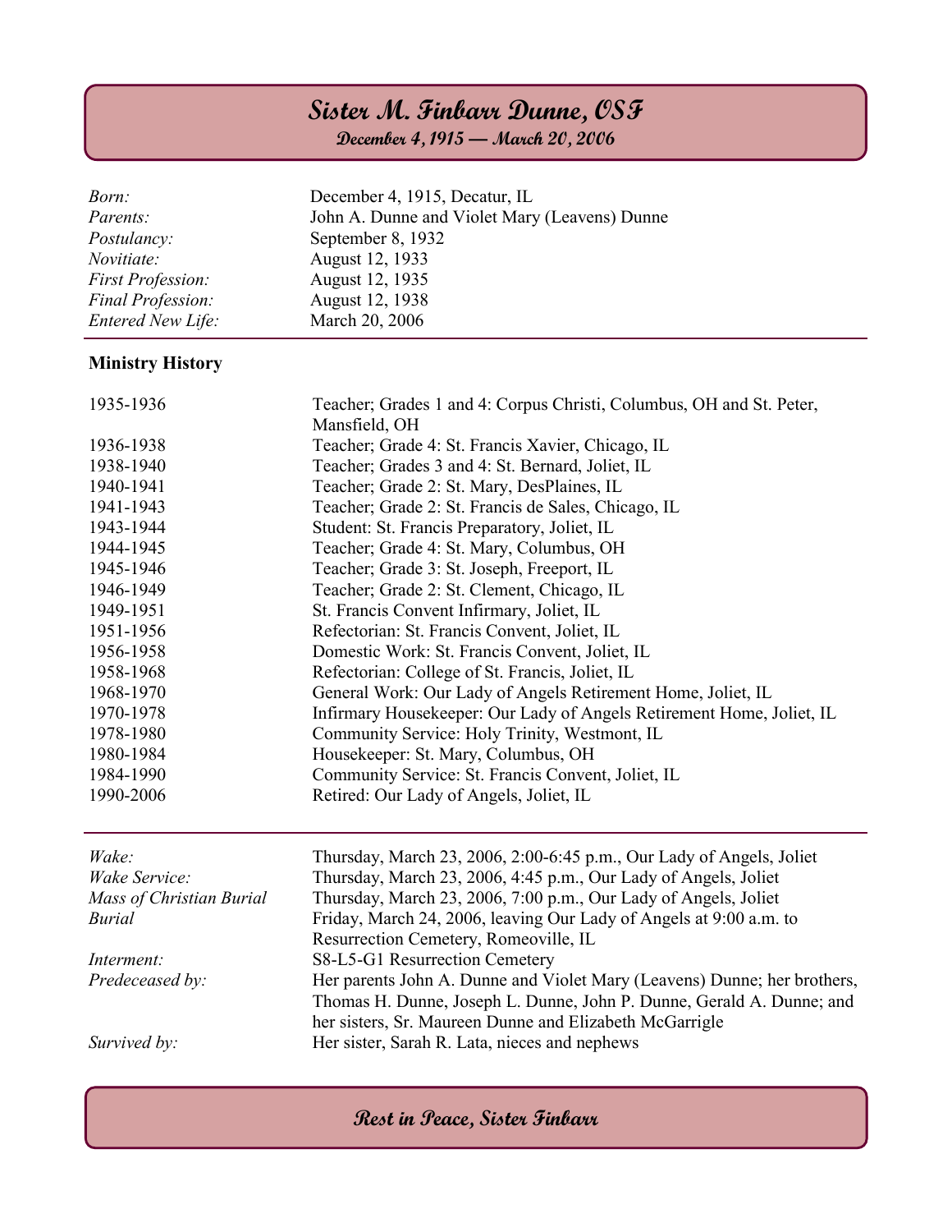# Sister M. Finbarr Dunne, OSF

**December 4, 1915 — March 20, 2006**

| | |
|---|---|
| *Born:* | December 4, 1915, Decatur, IL |
| *Parents:* | John A. Dunne and Violet Mary (Leavens) Dunne |
| *Postulancy:* | September 8, 1932 |
| *Novitiate:* | August 12, 1933 |
| *First Profession:* | August 12, 1935 |
| *Final Profession:* | August 12, 1938 |
| *Entered New Life:* | March 20, 2006 |

## Ministry History

| | |
|---|---|
| 1935-1936 | Teacher; Grades 1 and 4: Corpus Christi, Columbus, OH and St. Peter, Mansfield, OH |
| 1936-1938 | Teacher; Grade 4: St. Francis Xavier, Chicago, IL |
| 1938-1940 | Teacher; Grades 3 and 4: St. Bernard, Joliet, IL |
| 1940-1941 | Teacher; Grade 2: St. Mary, DesPlaines, IL |
| 1941-1943 | Teacher; Grade 2: St. Francis de Sales, Chicago, IL |
| 1943-1944 | Student: St. Francis Preparatory, Joliet, IL |
| 1944-1945 | Teacher; Grade 4: St. Mary, Columbus, OH |
| 1945-1946 | Teacher; Grade 3: St. Joseph, Freeport, IL |
| 1946-1949 | Teacher; Grade 2: St. Clement, Chicago, IL |
| 1949-1951 | St. Francis Convent Infirmary, Joliet, IL |
| 1951-1956 | Refectorian: St. Francis Convent, Joliet, IL |
| 1956-1958 | Domestic Work: St. Francis Convent, Joliet, IL |
| 1958-1968 | Refectorian: College of St. Francis, Joliet, IL |
| 1968-1970 | General Work: Our Lady of Angels Retirement Home, Joliet, IL |
| 1970-1978 | Infirmary Housekeeper: Our Lady of Angels Retirement Home, Joliet, IL |
| 1978-1980 | Community Service: Holy Trinity, Westmont, IL |
| 1980-1984 | Housekeeper: St. Mary, Columbus, OH |
| 1984-1990 | Community Service: St. Francis Convent, Joliet, IL |
| 1990-2006 | Retired: Our Lady of Angels, Joliet, IL |

| | |
|---|---|
| *Wake:* | Thursday, March 23, 2006, 2:00-6:45 p.m., Our Lady of Angels, Joliet |
| *Wake Service:* | Thursday, March 23, 2006, 4:45 p.m., Our Lady of Angels, Joliet |
| *Mass of Christian Burial* | Thursday, March 23, 2006, 7:00 p.m., Our Lady of Angels, Joliet |
| *Burial* | Friday, March 24, 2006, leaving Our Lady of Angels at 9:00 a.m. to Resurrection Cemetery, Romeoville, IL |
| *Interment:* | S8-L5-G1 Resurrection Cemetery |
| *Predeceased by:* | Her parents John A. Dunne and Violet Mary (Leavens) Dunne; her brothers, Thomas H. Dunne, Joseph L. Dunne, John P. Dunne, Gerald A. Dunne; and her sisters, Sr. Maureen Dunne and Elizabeth McGarrigle |
| *Survived by:* | Her sister, Sarah R. Lata, nieces and nephews |

**Rest in Peace, Sister Finbarr**